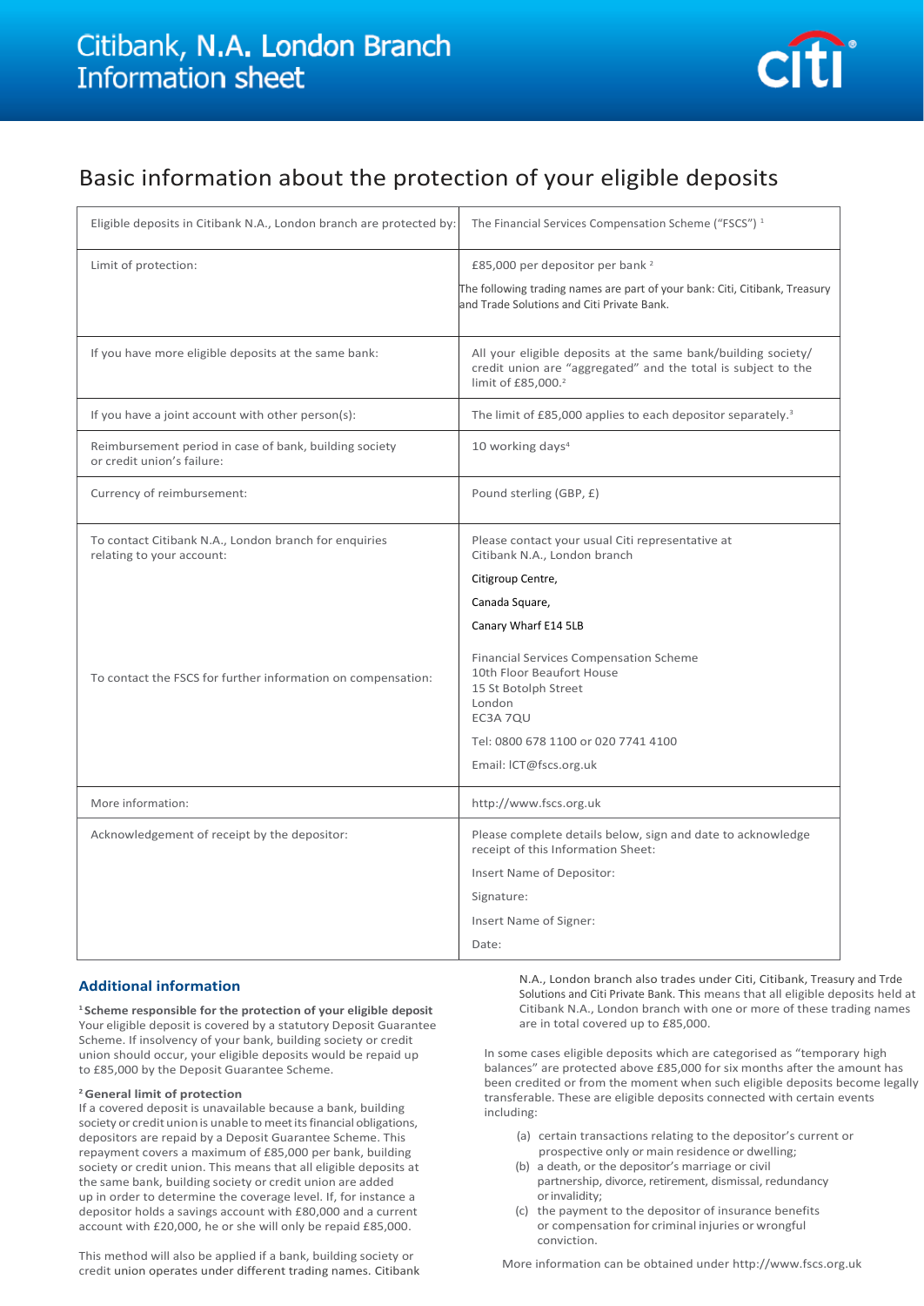# Citibank, N.A. London Branch Information sheet

## Basic information about the protection of your eligible deposits

| | |
|---|---|
| Eligible deposits in Citibank N.A., London branch are protected by: | The Financial Services Compensation Scheme ("FSCS") [1] |
| Limit of protection: | £85,000 per depositor per bank [2]<br><br>The following trading names are part of your bank: Citi, Citibank, Treasury and Trade Solutions and Citi Private Bank. |
| If you have more eligible deposits at the same bank: | All your eligible deposits at the same bank/building society/ credit union are "aggregated" and the total is subject to the limit of £85,000.[2] |
| If you have a joint account with other person(s): | The limit of £85,000 applies to each depositor separately.[3] |
| Reimbursement period in case of bank, building society or credit union's failure: | 10 working days[4] |
| Currency of reimbursement: | Pound sterling (GBP, £) |
| To contact Citibank N.A., London branch for enquiries relating to your account: | Please contact your usual Citi representative at Citibank N.A., London branch<br><br>Citigroup Centre,<br><br>Canada Square,<br><br>Canary Wharf E14 5LB |
| To contact the FSCS for further information on compensation: | Financial Services Compensation Scheme<br>10th Floor Beaufort House<br>15 St Botolph Street<br>London<br>EC3A 7QU<br><br>Tel: 0800 678 1100 or 020 7741 4100<br><br>Email: ICT@fscs.org.uk |
| More information: | http://www.fscs.org.uk |
| Acknowledgement of receipt by the depositor: | Please complete details below, sign and date to acknowledge receipt of this Information Sheet:<br><br>Insert Name of Depositor:<br><br>Signature:<br><br>Insert Name of Signer:<br><br>Date: |

### Additional information

**[1] Scheme responsible for the protection of your eligible deposit**
Your eligible deposit is covered by a statutory Deposit Guarantee Scheme. If insolvency of your bank, building society or credit union should occur, your eligible deposits would be repaid up to £85,000 by the Deposit Guarantee Scheme.

**[2] General limit of protection**
If a covered deposit is unavailable because a bank, building society or credit union is unable to meet its financial obligations, depositors are repaid by a Deposit Guarantee Scheme. This repayment covers a maximum of £85,000 per bank, building society or credit union. This means that all eligible deposits at the same bank, building society or credit union are added up in order to determine the coverage level. If, for instance a depositor holds a savings account with £80,000 and a current account with £20,000, he or she will only be repaid £85,000.

This method will also be applied if a bank, building society or credit union operates under different trading names. Citibank N.A., London branch also trades under Citi, Citibank, Treasury and Trde Solutions and Citi Private Bank. This means that all eligible deposits held at Citibank N.A., London branch with one or more of these trading names are in total covered up to £85,000.

In some cases eligible deposits which are categorised as "temporary high balances" are protected above £85,000 for six months after the amount has been credited or from the moment when such eligible deposits become legally transferable. These are eligible deposits connected with certain events including:

(a) certain transactions relating to the depositor's current or prospective only or main residence or dwelling;
(b) a death, or the depositor's marriage or civil partnership, divorce, retirement, dismissal, redundancy or invalidity;
(c) the payment to the depositor of insurance benefits or compensation for criminal injuries or wrongful conviction.

More information can be obtained under http://www.fscs.org.uk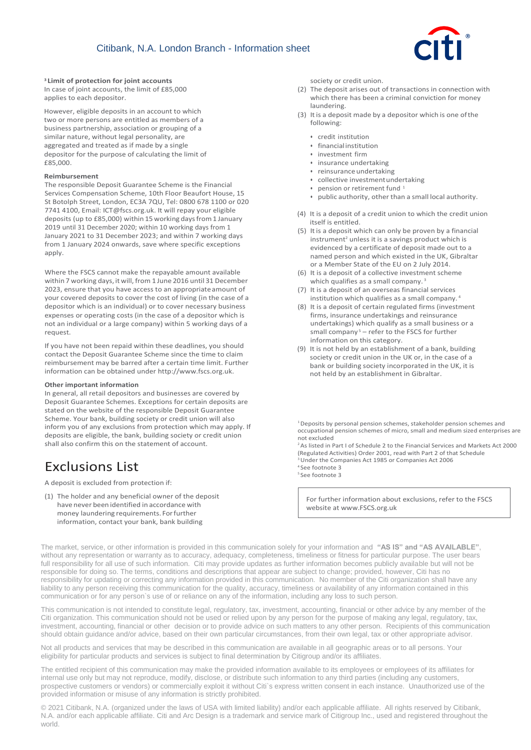**[3] Limit of protection for joint accounts**

In case of joint accounts, the limit of £85,000 applies to each depositor.

However, eligible deposits in an account to which two or more persons are entitled as members of a business partnership, association or grouping of a similar nature, without legal personality, are aggregated and treated as if made by a single depositor for the purpose of calculating the limit of £85,000.

**Reimbursement**

The responsible Deposit Guarantee Scheme is the Financial Services Compensation Scheme, 10th Floor Beaufort House, 15 St Botolph Street, London, EC3A 7QU, Tel: 0800 678 1100 or 020 7741 4100, Email: ICT@fscs.org.uk. It will repay your eligible deposits (up to £85,000) within 15 working days from 1 January 2019 until 31 December 2020; within 10 working days from 1 January 2021 to 31 December 2023; and within 7 working days from 1 January 2024 onwards, save where specific exceptions apply.

Where the FSCS cannot make the repayable amount available within 7 working days, it will, from 1 June 2016 until 31 December 2023, ensure that you have access to an appropriate amount of your covered deposits to cover the cost of living (in the case of a depositor which is an individual) or to cover necessary business expenses or operating costs (in the case of a depositor which is not an individual or a large company) within 5 working days of a request.

If you have not been repaid within these deadlines, you should contact the Deposit Guarantee Scheme since the time to claim reimbursement may be barred after a certain time limit. Further information can be obtained under http://www.fscs.org.uk.

**Other important information**

In general, all retail depositors and businesses are covered by Deposit Guarantee Schemes. Exceptions for certain deposits are stated on the website of the responsible Deposit Guarantee Scheme. Your bank, building society or credit union will also inform you of any exclusions from protection which may apply. If deposits are eligible, the bank, building society or credit union shall also confirm this on the statement of account.

# Exclusions List

A deposit is excluded from protection if:

(1) The holder and any beneficial owner of the deposit have never been identified in accordance with money laundering requirements. For further information, contact your bank, bank building society or credit union.

(2) The deposit arises out of transactions in connection with which there has been a criminal conviction for money laundering.

(3) It is a deposit made by a depositor which is one of the following:

- credit institution
- financial institution
- investment firm
- insurance undertaking
- reinsurance undertaking
- collective investment undertaking
- pension or retirement fund [1]
- public authority, other than a small local authority.

(4) It is a deposit of a credit union to which the credit union itself is entitled.

(5) It is a deposit which can only be proven by a financial instrument[2] unless it is a savings product which is evidenced by a certificate of deposit made out to a named person and which existed in the UK, Gibraltar or a Member State of the EU on 2 July 2014.

(6) It is a deposit of a collective investment scheme which qualifies as a small company. [3]

(7) It is a deposit of an overseas financial services institution which qualifies as a small company. [4]

(8) It is a deposit of certain regulated firms (investment firms, insurance undertakings and reinsurance undertakings) which qualify as a small business or a small company [5] – refer to the FSCS for further information on this category.

(9) It is not held by an establishment of a bank, building society or credit union in the UK or, in the case of a bank or building society incorporated in the UK, it is not held by an establishment in Gibraltar.

[1] Deposits by personal pension schemes, stakeholder pension schemes and occupational pension schemes of micro, small and medium sized enterprises are not excluded

[2] As listed in Part I of Schedule 2 to the Financial Services and Markets Act 2000 (Regulated Activities) Order 2001, read with Part 2 of that Schedule

[3] Under the Companies Act 1985 or Companies Act 2006

[4] See footnote 3

[5] See footnote 3

For further information about exclusions, refer to the FSCS website at www.FSCS.org.uk

The market, service, or other information is provided in this communication solely for your information and **"AS IS" and "AS AVAILABLE"**, without any representation or warranty as to accuracy, adequacy, completeness, timeliness or fitness for particular purpose. The user bears full responsibility for all use of such information. Citi may provide updates as further information becomes publicly available but will not be responsible for doing so. The terms, conditions and descriptions that appear are subject to change; provided, however, Citi has no responsibility for updating or correcting any information provided in this communication. No member of the Citi organization shall have any liability to any person receiving this communication for the quality, accuracy, timeliness or availability of any information contained in this communication or for any person`s use of or reliance on any of the information, including any loss to such person.

This communication is not intended to constitute legal, regulatory, tax, investment, accounting, financial or other advice by any member of the Citi organization. This communication should not be used or relied upon by any person for the purpose of making any legal, regulatory, tax, investment, accounting, financial or other decision or to provide advice on such matters to any other person. Recipients of this communication should obtain guidance and/or advice, based on their own particular circumstances, from their own legal, tax or other appropriate advisor.

Not all products and services that may be described in this communication are available in all geographic areas or to all persons. Your eligibility for particular products and services is subject to final determination by Citigroup and/or its affiliates.

The entitled recipient of this communication may make the provided information available to its employees or employees of its affiliates for internal use only but may not reproduce, modify, disclose, or distribute such information to any third parties (including any customers, prospective customers or vendors) or commercially exploit it without Citi`s express written consent in each instance. Unauthorized use of the provided information or misuse of any information is strictly prohibited.

© 2021 Citibank, N.A. (organized under the laws of USA with limited liability) and/or each applicable affiliate. All rights reserved by Citibank, N.A. and/or each applicable affiliate. Citi and Arc Design is a trademark and service mark of Citigroup Inc., used and registered throughout the world.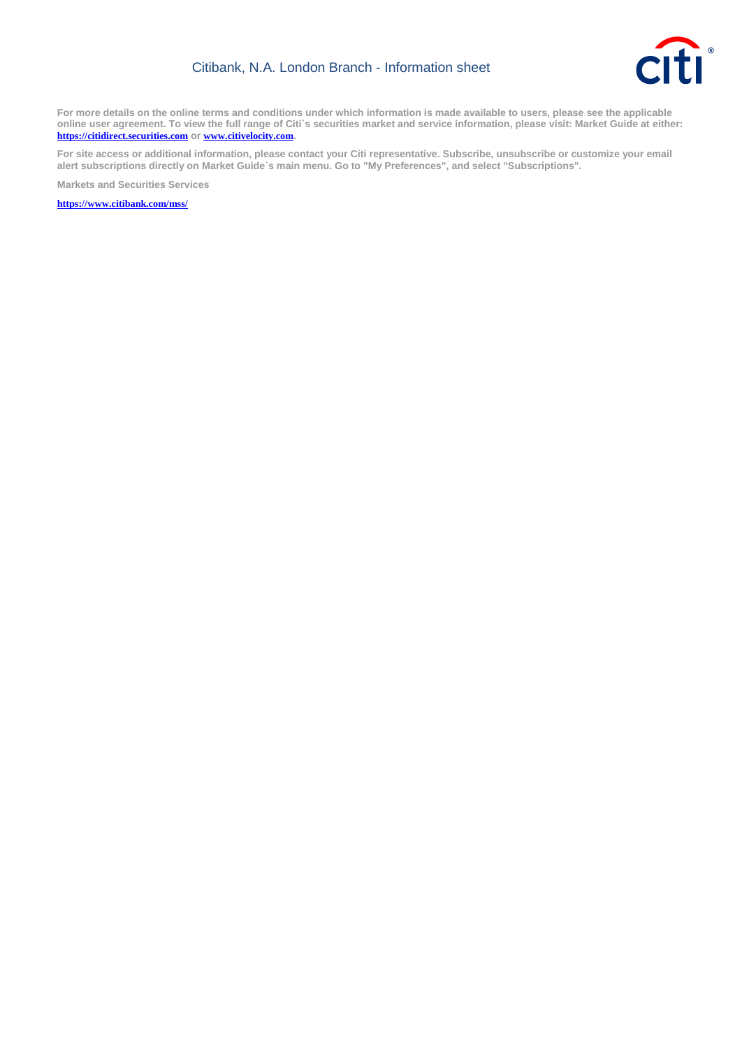Citibank, N.A. London Branch - Information sheet

**For more details on the online terms and conditions under which information is made available to users, please see the applicable online user agreement. To view the full range of Citi`s securities market and service information, please visit: Market Guide at either: [https://citidirect.securities.com](https://citidirect.securities.com) or [www.citivelocity.com](www.citivelocity.com).**

**For site access or additional information, please contact your Citi representative. Subscribe, unsubscribe or customize your email alert subscriptions directly on Market Guide`s main menu. Go to "My Preferences", and select "Subscriptions".**

**Markets and Securities Services**

**[https://www.citibank.com/mss/](https://www.citibank.com/mss/)**